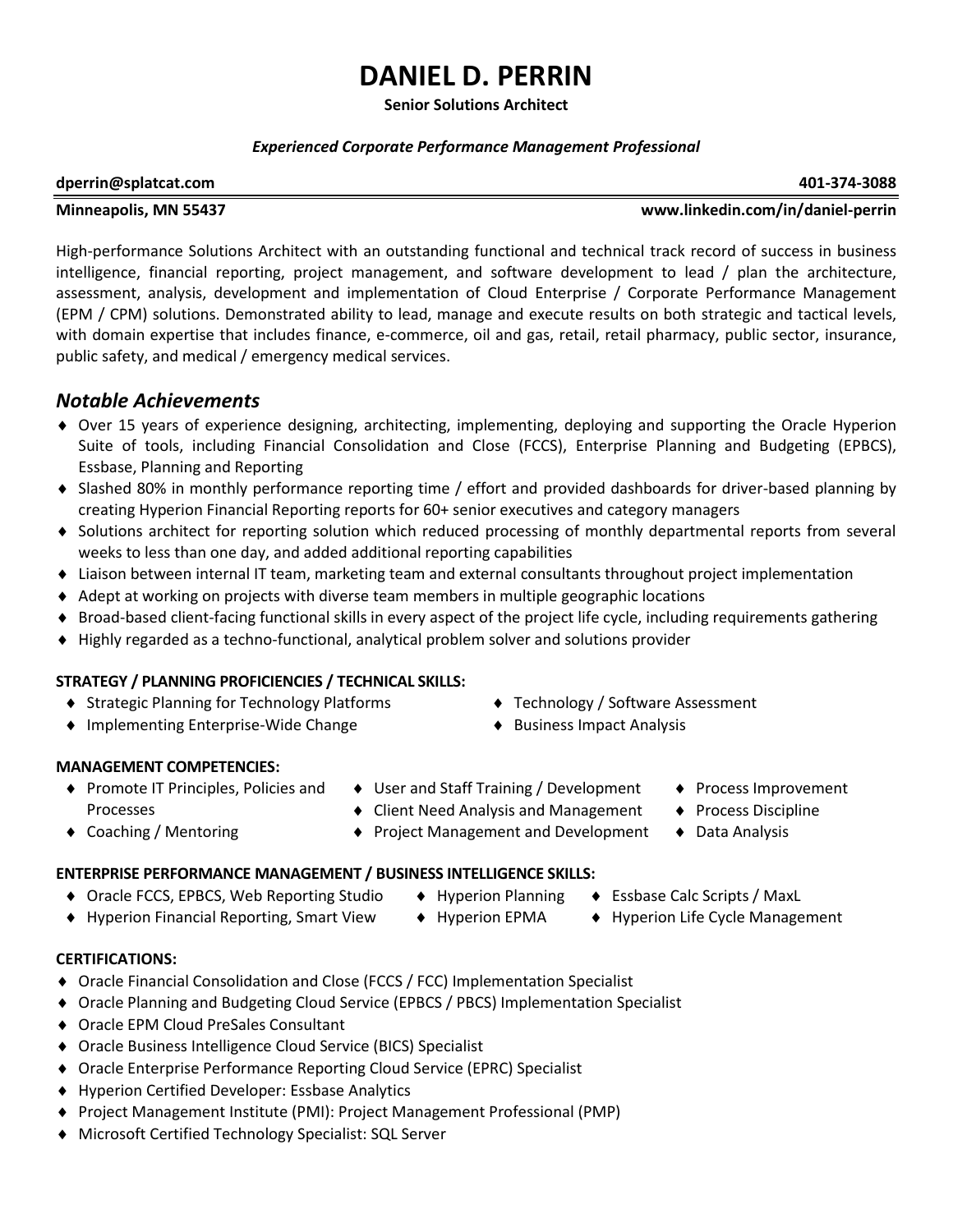# DANIEL D. PERRIN

**Senior Solutions Architect**

***Experienced Corporate Performance Management Professional***

**dperrin@splatcat.com** | **401-374-3088**

**Minneapolis, MN 55437** | **www.linkedin.com/in/daniel-perrin**

High-performance Solutions Architect with an outstanding functional and technical track record of success in business intelligence, financial reporting, project management, and software development to lead / plan the architecture, assessment, analysis, development and implementation of Cloud Enterprise / Corporate Performance Management (EPM / CPM) solutions. Demonstrated ability to lead, manage and execute results on both strategic and tactical levels, with domain expertise that includes finance, e-commerce, oil and gas, retail, retail pharmacy, public sector, insurance, public safety, and medical / emergency medical services.

## *Notable Achievements*

- Over 15 years of experience designing, architecting, implementing, deploying and supporting the Oracle Hyperion Suite of tools, including Financial Consolidation and Close (FCCS), Enterprise Planning and Budgeting (EPBCS), Essbase, Planning and Reporting
- Slashed 80% in monthly performance reporting time / effort and provided dashboards for driver-based planning by creating Hyperion Financial Reporting reports for 60+ senior executives and category managers
- Solutions architect for reporting solution which reduced processing of monthly departmental reports from several weeks to less than one day, and added additional reporting capabilities
- Liaison between internal IT team, marketing team and external consultants throughout project implementation
- Adept at working on projects with diverse team members in multiple geographic locations
- Broad-based client-facing functional skills in every aspect of the project life cycle, including requirements gathering
- Highly regarded as a techno-functional, analytical problem solver and solutions provider

**STRATEGY / PLANNING PROFICIENCIES / TECHNICAL SKILLS:**

- Strategic Planning for Technology Platforms
- Implementing Enterprise-Wide Change
- Technology / Software Assessment
- Business Impact Analysis

**MANAGEMENT COMPETENCIES:**

- Promote IT Principles, Policies and Processes
- Coaching / Mentoring
- User and Staff Training / Development
- Client Need Analysis and Management
- Project Management and Development
- Process Improvement
- Process Discipline
- Data Analysis

**ENTERPRISE PERFORMANCE MANAGEMENT / BUSINESS INTELLIGENCE SKILLS:**

- Oracle FCCS, EPBCS, Web Reporting Studio
- Hyperion Financial Reporting, Smart View
- Hyperion Planning
- Hyperion EPMA
- Essbase Calc Scripts / MaxL
- Hyperion Life Cycle Management

**CERTIFICATIONS:**

- Oracle Financial Consolidation and Close (FCCS / FCC) Implementation Specialist
- Oracle Planning and Budgeting Cloud Service (EPBCS / PBCS) Implementation Specialist
- Oracle EPM Cloud PreSales Consultant
- Oracle Business Intelligence Cloud Service (BICS) Specialist
- Oracle Enterprise Performance Reporting Cloud Service (EPRC) Specialist
- Hyperion Certified Developer: Essbase Analytics
- Project Management Institute (PMI): Project Management Professional (PMP)
- Microsoft Certified Technology Specialist: SQL Server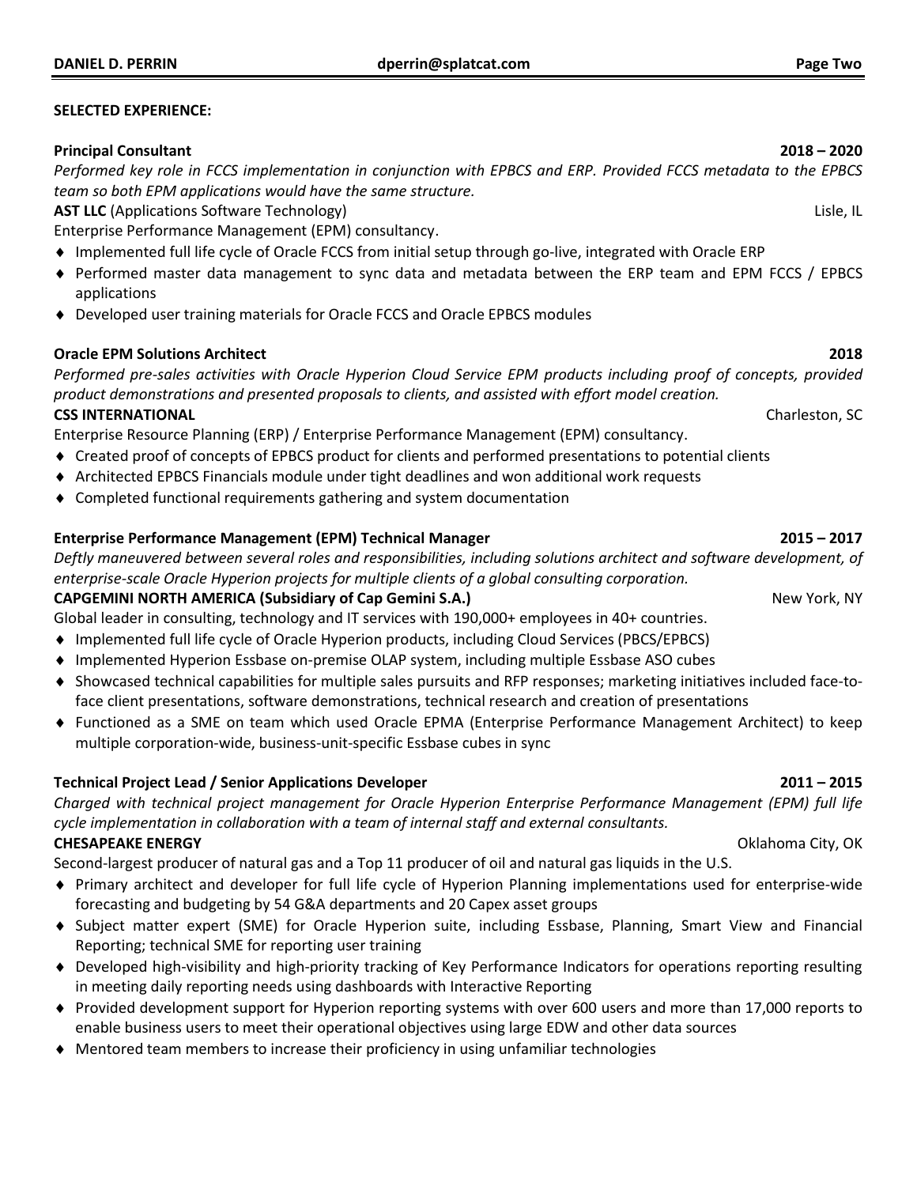## SELECTED EXPERIENCE:

**Principal Consultant** **2018 – 2020**

*Performed key role in FCCS implementation in conjunction with EPBCS and ERP. Provided FCCS metadata to the EPBCS team so both EPM applications would have the same structure.*

**AST LLC** (Applications Software Technology) Lisle, IL

Enterprise Performance Management (EPM) consultancy.

- Implemented full life cycle of Oracle FCCS from initial setup through go-live, integrated with Oracle ERP
- Performed master data management to sync data and metadata between the ERP team and EPM FCCS / EPBCS applications
- Developed user training materials for Oracle FCCS and Oracle EPBCS modules

**Oracle EPM Solutions Architect** **2018**

*Performed pre-sales activities with Oracle Hyperion Cloud Service EPM products including proof of concepts, provided product demonstrations and presented proposals to clients, and assisted with effort model creation.*

**CSS INTERNATIONAL** Charleston, SC

Enterprise Resource Planning (ERP) / Enterprise Performance Management (EPM) consultancy.

- Created proof of concepts of EPBCS product for clients and performed presentations to potential clients
- Architected EPBCS Financials module under tight deadlines and won additional work requests
- Completed functional requirements gathering and system documentation

**Enterprise Performance Management (EPM) Technical Manager** **2015 – 2017**

*Deftly maneuvered between several roles and responsibilities, including solutions architect and software development, of enterprise-scale Oracle Hyperion projects for multiple clients of a global consulting corporation.*

**CAPGEMINI NORTH AMERICA (Subsidiary of Cap Gemini S.A.)** New York, NY

Global leader in consulting, technology and IT services with 190,000+ employees in 40+ countries.

- Implemented full life cycle of Oracle Hyperion products, including Cloud Services (PBCS/EPBCS)
- Implemented Hyperion Essbase on-premise OLAP system, including multiple Essbase ASO cubes
- Showcased technical capabilities for multiple sales pursuits and RFP responses; marketing initiatives included face-to-face client presentations, software demonstrations, technical research and creation of presentations
- Functioned as a SME on team which used Oracle EPMA (Enterprise Performance Management Architect) to keep multiple corporation-wide, business-unit-specific Essbase cubes in sync

**Technical Project Lead / Senior Applications Developer** **2011 – 2015**

*Charged with technical project management for Oracle Hyperion Enterprise Performance Management (EPM) full life cycle implementation in collaboration with a team of internal staff and external consultants.*

**CHESAPEAKE ENERGY** Oklahoma City, OK

Second-largest producer of natural gas and a Top 11 producer of oil and natural gas liquids in the U.S.

- Primary architect and developer for full life cycle of Hyperion Planning implementations used for enterprise-wide forecasting and budgeting by 54 G&A departments and 20 Capex asset groups
- Subject matter expert (SME) for Oracle Hyperion suite, including Essbase, Planning, Smart View and Financial Reporting; technical SME for reporting user training
- Developed high-visibility and high-priority tracking of Key Performance Indicators for operations reporting resulting in meeting daily reporting needs using dashboards with Interactive Reporting
- Provided development support for Hyperion reporting systems with over 600 users and more than 17,000 reports to enable business users to meet their operational objectives using large EDW and other data sources
- Mentored team members to increase their proficiency in using unfamiliar technologies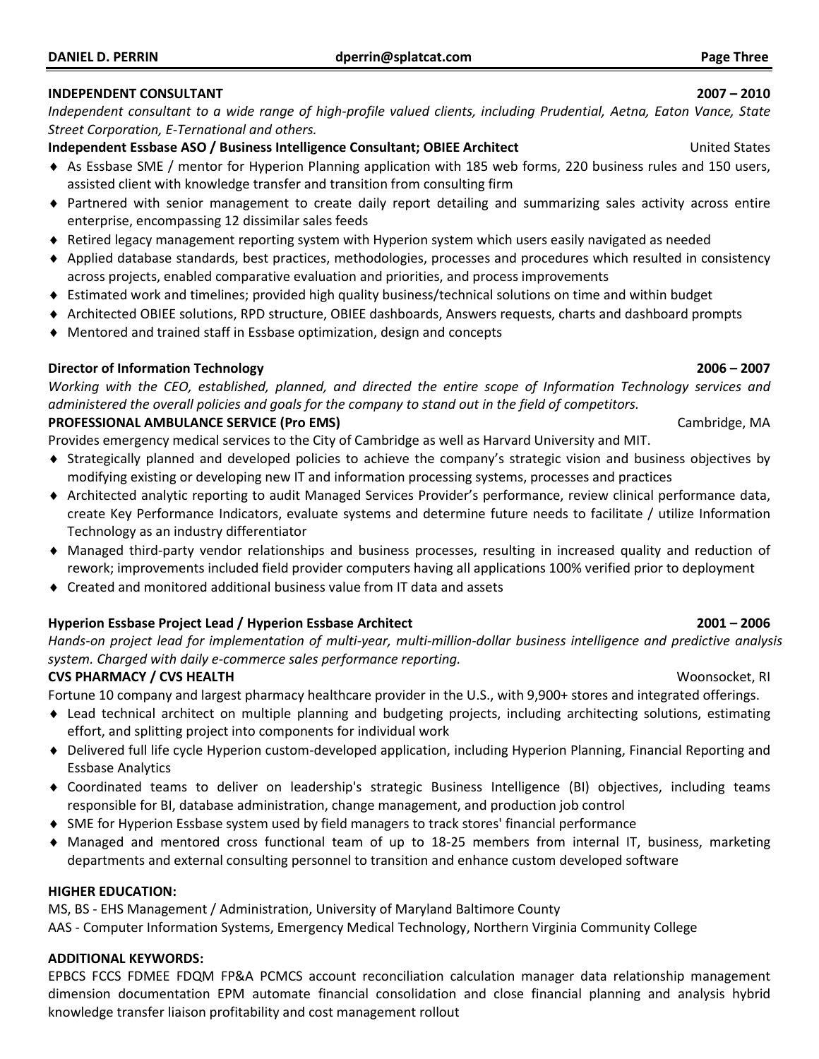**INDEPENDENT CONSULTANT** **2007 – 2010**

*Independent consultant to a wide range of high-profile valued clients, including Prudential, Aetna, Eaton Vance, State Street Corporation, E-Ternational and others.*

**Independent Essbase ASO / Business Intelligence Consultant; OBIEE Architect** United States

- As Essbase SME / mentor for Hyperion Planning application with 185 web forms, 220 business rules and 150 users, assisted client with knowledge transfer and transition from consulting firm
- Partnered with senior management to create daily report detailing and summarizing sales activity across entire enterprise, encompassing 12 dissimilar sales feeds
- Retired legacy management reporting system with Hyperion system which users easily navigated as needed
- Applied database standards, best practices, methodologies, processes and procedures which resulted in consistency across projects, enabled comparative evaluation and priorities, and process improvements
- Estimated work and timelines; provided high quality business/technical solutions on time and within budget
- Architected OBIEE solutions, RPD structure, OBIEE dashboards, Answers requests, charts and dashboard prompts
- Mentored and trained staff in Essbase optimization, design and concepts

**Director of Information Technology** **2006 – 2007**

*Working with the CEO, established, planned, and directed the entire scope of Information Technology services and administered the overall policies and goals for the company to stand out in the field of competitors.*

**PROFESSIONAL AMBULANCE SERVICE (Pro EMS)** Cambridge, MA

Provides emergency medical services to the City of Cambridge as well as Harvard University and MIT.

- Strategically planned and developed policies to achieve the company's strategic vision and business objectives by modifying existing or developing new IT and information processing systems, processes and practices
- Architected analytic reporting to audit Managed Services Provider's performance, review clinical performance data, create Key Performance Indicators, evaluate systems and determine future needs to facilitate / utilize Information Technology as an industry differentiator
- Managed third-party vendor relationships and business processes, resulting in increased quality and reduction of rework; improvements included field provider computers having all applications 100% verified prior to deployment
- Created and monitored additional business value from IT data and assets

**Hyperion Essbase Project Lead / Hyperion Essbase Architect** **2001 – 2006**

*Hands-on project lead for implementation of multi-year, multi-million-dollar business intelligence and predictive analysis system. Charged with daily e-commerce sales performance reporting.*

**CVS PHARMACY / CVS HEALTH** Woonsocket, RI

Fortune 10 company and largest pharmacy healthcare provider in the U.S., with 9,900+ stores and integrated offerings.

- Lead technical architect on multiple planning and budgeting projects, including architecting solutions, estimating effort, and splitting project into components for individual work
- Delivered full life cycle Hyperion custom-developed application, including Hyperion Planning, Financial Reporting and Essbase Analytics
- Coordinated teams to deliver on leadership's strategic Business Intelligence (BI) objectives, including teams responsible for BI, database administration, change management, and production job control
- SME for Hyperion Essbase system used by field managers to track stores' financial performance
- Managed and mentored cross functional team of up to 18-25 members from internal IT, business, marketing departments and external consulting personnel to transition and enhance custom developed software

**HIGHER EDUCATION:**

MS, BS - EHS Management / Administration, University of Maryland Baltimore County

AAS - Computer Information Systems, Emergency Medical Technology, Northern Virginia Community College

**ADDITIONAL KEYWORDS:**

EPBCS FCCS FDMEE FDQM FP&A PCMCS account reconciliation calculation manager data relationship management dimension documentation EPM automate financial consolidation and close financial planning and analysis hybrid knowledge transfer liaison profitability and cost management rollout